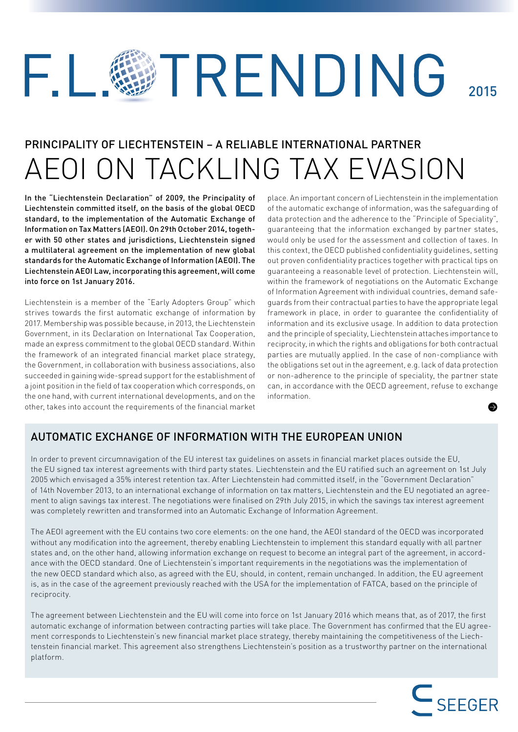# F.L. TRENDING 2015

## PRINCIPALITY OF LIECHTENSTEIN – A RELIABLE INTERNATIONAL PARTNER

# AEOI ON TACKLING TAX EVASION

**In the "Liechtenstein Declaration" of 2009, the Principality of Liechtenstein committed itself, on the basis of the global OECD standard, to the implementation of the Automatic Exchange of Information on Tax Matters (AEOI). On 29th October 2014, together with 50 other states and jurisdictions, Liechtenstein signed a multilateral agreement on the implementation of new global standards for the Automatic Exchange of Information (AEOI). The Liechtenstein AEOI Law, incorporating this agreement, will come into force on 1st January 2016.**

Liechtenstein is a member of the "Early Adopters Group" which strives towards the first automatic exchange of information by 2017. Membership was possible because, in 2013, the Liechtenstein Government, in its Declaration on International Tax Cooperation, made an express commitment to the global OECD standard. Within the framework of an integrated financial market place strategy, the Government, in collaboration with business associations, also succeeded in gaining wide-spread support for the establishment of a joint position in the field of tax cooperation which corresponds, on the one hand, with current international developments, and on the other, takes into account the requirements of the financial market place. An important concern of Liechtenstein in the implementation of the automatic exchange of information, was the safeguarding of data protection and the adherence to the "Principle of Speciality", guaranteeing that the information exchanged by partner states, would only be used for the assessment and collection of taxes. In this context, the OECD published confidentiality guidelines, setting out proven confidentiality practices together with practical tips on guaranteeing a reasonable level of protection. Liechtenstein will, within the framework of negotiations on the Automatic Exchange of Information Agreement with individual countries, demand safeguards from their contractual parties to have the appropriate legal framework in place, in order to guarantee the confidentiality of information and its exclusive usage. In addition to data protection and the principle of speciality, Liechtenstein attaches importance to reciprocity, in which the rights and obligations for both contractual parties are mutually applied. In the case of non-compliance with the obligations set out in the agreement, e.g. lack of data protection or non-adherence to the principle of speciality, the partner state can, in accordance with the OECD agreement, refuse to exchange information.

## AUTOMATIC EXCHANGE OF INFORMATION WITH THE EUROPEAN UNION

In order to prevent circumnavigation of the EU interest tax guidelines on assets in financial market places outside the EU, the EU signed tax interest agreements with third party states. Liechtenstein and the EU ratified such an agreement on 1st July 2005 which envisaged a 35% interest retention tax. After Liechtenstein had committed itself, in the "Government Declaration" of 14th November 2013, to an international exchange of information on tax matters, Liechtenstein and the EU negotiated an agreement to align savings tax interest. The negotiations were finalised on 29th July 2015, in which the savings tax interest agreement was completely rewritten and transformed into an Automatic Exchange of Information Agreement.

The AEOI agreement with the EU contains two core elements: on the one hand, the AEOI standard of the OECD was incorporated without any modification into the agreement, thereby enabling Liechtenstein to implement this standard equally with all partner states and, on the other hand, allowing information exchange on request to become an integral part of the agreement, in accordance with the OECD standard. One of Liechtenstein's important requirements in the negotiations was the implementation of the new OECD standard which also, as agreed with the EU, should, in content, remain unchanged. In addition, the EU agreement is, as in the case of the agreement previously reached with the USA for the implementation of FATCA, based on the principle of reciprocity.

The agreement between Liechtenstein and the EU will come into force on 1st January 2016 which means that, as of 2017, the first automatic exchange of information between contracting parties will take place. The Government has confirmed that the EU agreement corresponds to Liechtenstein's new financial market place strategy, thereby maintaining the competitiveness of the Liechtenstein financial market. This agreement also strengthens Liechtenstein's position as a trustworthy partner on the international platform.

SEEGER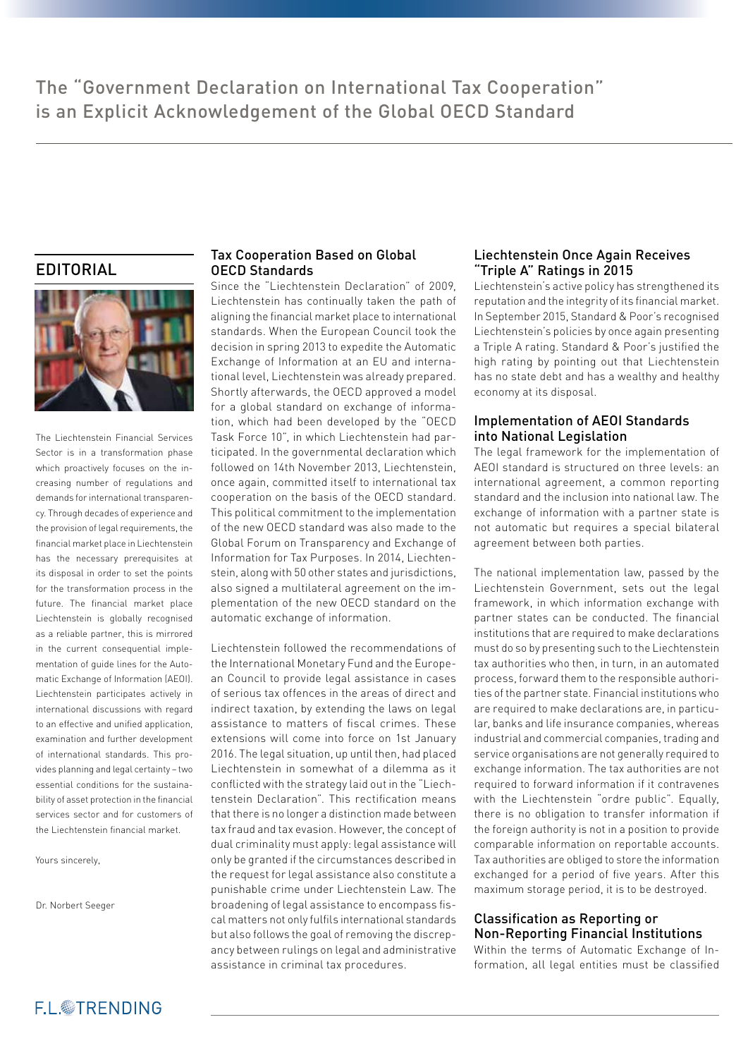# The "Government Declaration on International Tax Cooperation" is an Explicit Acknowledgement of the Global OECD Standard

## EDITORIAL

The Liechtenstein Financial Services Sector is in a transformation phase which proactively focuses on the increasing number of regulations and demands for international transparency. Through decades of experience and the provision of legal requirements, the financial market place in Liechtenstein has the necessary prerequisites at its disposal in order to set the points for the transformation process in the future. The financial market place Liechtenstein is globally recognised as a reliable partner, this is mirrored in the current consequential implementation of guide lines for the Automatic Exchange of Information (AEOI). Liechtenstein participates actively in international discussions with regard to an effective and unified application, examination and further development of international standards. This provides planning and legal certainty – two essential conditions for the sustainability of asset protection in the financial services sector and for customers of the Liechtenstein financial market.

Yours sincerely,

Dr. Norbert Seeger

## Tax Cooperation Based on Global OECD Standards

Since the "Liechtenstein Declaration" of 2009, Liechtenstein has continually taken the path of aligning the financial market place to international standards. When the European Council took the decision in spring 2013 to expedite the Automatic Exchange of Information at an EU and international level, Liechtenstein was already prepared. Shortly afterwards, the OECD approved a model for a global standard on exchange of information, which had been developed by the "OECD Task Force 10", in which Liechtenstein had participated. In the governmental declaration which followed on 14th November 2013, Liechtenstein, once again, committed itself to international tax cooperation on the basis of the OECD standard. This political commitment to the implementation of the new OECD standard was also made to the Global Forum on Transparency and Exchange of Information for Tax Purposes. In 2014, Liechtenstein, along with 50 other states and jurisdictions, also signed a multilateral agreement on the implementation of the new OECD standard on the automatic exchange of information.

Liechtenstein followed the recommendations of the International Monetary Fund and the European Council to provide legal assistance in cases of serious tax offences in the areas of direct and indirect taxation, by extending the laws on legal assistance to matters of fiscal crimes. These extensions will come into force on 1st January 2016. The legal situation, up until then, had placed Liechtenstein in somewhat of a dilemma as it conflicted with the strategy laid out in the "Liechtenstein Declaration". This rectification means that there is no longer a distinction made between tax fraud and tax evasion. However, the concept of dual criminality must apply: legal assistance will only be granted if the circumstances described in the request for legal assistance also constitute a punishable crime under Liechtenstein Law. The broadening of legal assistance to encompass fiscal matters not only fulfils international standards but also follows the goal of removing the discrepancy between rulings on legal and administrative assistance in criminal tax procedures.

## Liechtenstein Once Again Receives "Triple A" Ratings in 2015

Liechtenstein's active policy has strengthened its reputation and the integrity of its financial market. In September 2015, Standard & Poor's recognised Liechtenstein's policies by once again presenting a Triple A rating. Standard & Poor's justified the high rating by pointing out that Liechtenstein has no state debt and has a wealthy and healthy economy at its disposal.

## Implementation of AEOI Standards into National Legislation

The legal framework for the implementation of AEOI standard is structured on three levels: an international agreement, a common reporting standard and the inclusion into national law. The exchange of information with a partner state is not automatic but requires a special bilateral agreement between both parties.

The national implementation law, passed by the Liechtenstein Government, sets out the legal framework, in which information exchange with partner states can be conducted. The financial institutions that are required to make declarations must do so by presenting such to the Liechtenstein tax authorities who then, in turn, in an automated process, forward them to the responsible authorities of the partner state. Financial institutions who are required to make declarations are, in particular, banks and life insurance companies, whereas industrial and commercial companies, trading and service organisations are not generally required to exchange information. The tax authorities are not required to forward information if it contravenes with the Liechtenstein "ordre public". Equally, there is no obligation to transfer information if the foreign authority is not in a position to provide comparable information on reportable accounts. Tax authorities are obliged to store the information exchanged for a period of five years. After this maximum storage period, it is to be destroyed.

## Classification as Reporting or Non-Reporting Financial Institutions

Within the terms of Automatic Exchange of Information, all legal entities must be classified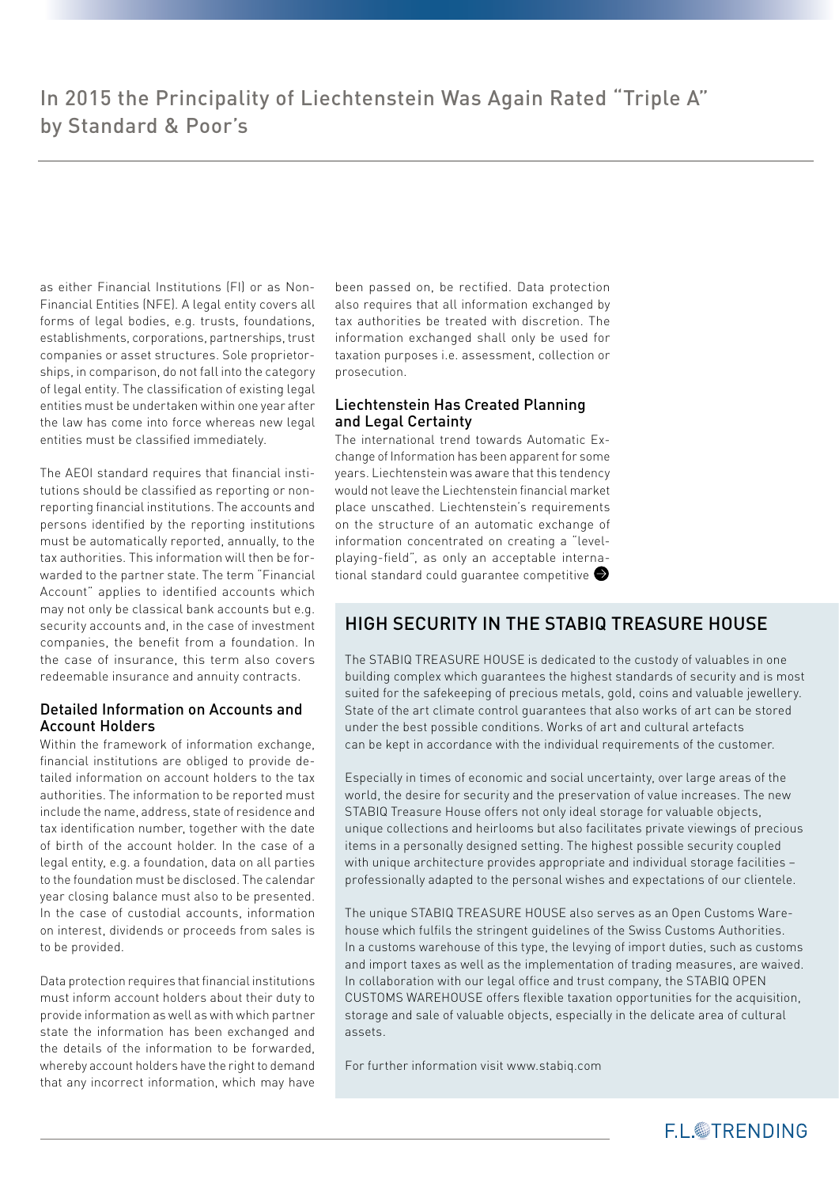# In 2015 the Principality of Liechtenstein Was Again Rated "Triple A" by Standard & Poor's

as either Financial Institutions (FI) or as Non-Financial Entities (NFE). A legal entity covers all forms of legal bodies, e.g. trusts, foundations, establishments, corporations, partnerships, trust companies or asset structures. Sole proprietorships, in comparison, do not fall into the category of legal entity. The classification of existing legal entities must be undertaken within one year after the law has come into force whereas new legal entities must be classified immediately.

The AEOI standard requires that financial institutions should be classified as reporting or non-reporting financial institutions. The accounts and persons identified by the reporting institutions must be automatically reported, annually, to the tax authorities. This information will then be forwarded to the partner state. The term "Financial Account" applies to identified accounts which may not only be classical bank accounts but e.g. security accounts and, in the case of investment companies, the benefit from a foundation. In the case of insurance, this term also covers redeemable insurance and annuity contracts.

## Detailed Information on Accounts and Account Holders

Within the framework of information exchange, financial institutions are obliged to provide detailed information on account holders to the tax authorities. The information to be reported must include the name, address, state of residence and tax identification number, together with the date of birth of the account holder. In the case of a legal entity, e.g. a foundation, data on all parties to the foundation must be disclosed. The calendar year closing balance must also to be presented. In the case of custodial accounts, information on interest, dividends or proceeds from sales is to be provided.

Data protection requires that financial institutions must inform account holders about their duty to provide information as well as with which partner state the information has been exchanged and the details of the information to be forwarded, whereby account holders have the right to demand that any incorrect information, which may have been passed on, be rectified. Data protection also requires that all information exchanged by tax authorities be treated with discretion. The information exchanged shall only be used for taxation purposes i.e. assessment, collection or prosecution.

## Liechtenstein Has Created Planning and Legal Certainty

The international trend towards Automatic Exchange of Information has been apparent for some years. Liechtenstein was aware that this tendency would not leave the Liechtenstein financial market place unscathed. Liechtenstein's requirements on the structure of an automatic exchange of information concentrated on creating a "level-playing-field", as only an acceptable international standard could guarantee competitive ➔

## HIGH SECURITY IN THE STABIQ TREASURE HOUSE

The STABIQ TREASURE HOUSE is dedicated to the custody of valuables in one building complex which guarantees the highest standards of security and is most suited for the safekeeping of precious metals, gold, coins and valuable jewellery. State of the art climate control guarantees that also works of art can be stored under the best possible conditions. Works of art and cultural artefacts can be kept in accordance with the individual requirements of the customer.

Especially in times of economic and social uncertainty, over large areas of the world, the desire for security and the preservation of value increases. The new STABIQ Treasure House offers not only ideal storage for valuable objects, unique collections and heirlooms but also facilitates private viewings of precious items in a personally designed setting. The highest possible security coupled with unique architecture provides appropriate and individual storage facilities – professionally adapted to the personal wishes and expectations of our clientele.

The unique STABIQ TREASURE HOUSE also serves as an Open Customs Warehouse which fulfils the stringent guidelines of the Swiss Customs Authorities. In a customs warehouse of this type, the levying of import duties, such as customs and import taxes as well as the implementation of trading measures, are waived. In collaboration with our legal office and trust company, the STABIQ OPEN CUSTOMS WAREHOUSE offers flexible taxation opportunities for the acquisition, storage and sale of valuable objects, especially in the delicate area of cultural assets.

For further information visit www.stabiq.com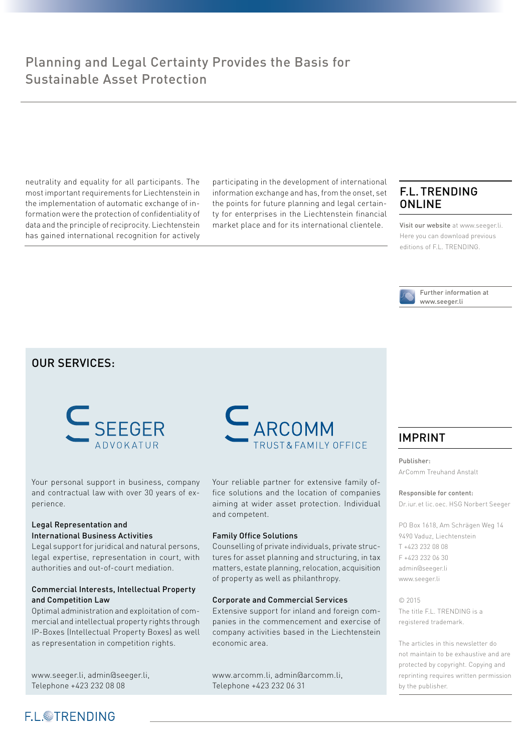## Planning and Legal Certainty Provides the Basis for Sustainable Asset Protection

neutrality and equality for all participants. The most important requirements for Liechtenstein in the implementation of automatic exchange of information were the protection of confidentiality of data and the principle of reciprocity. Liechtenstein has gained international recognition for actively participating in the development of international information exchange and has, from the onset, set the points for future planning and legal certainty for enterprises in the Liechtenstein financial market place and for its international clientele.

## F.L. TRENDING ONLINE

**Visit our website** at www.seeger.li. Here you can download previous editions of F.L. TRENDING.

Further information at www.seeger.li

## OUR SERVICES:

SEEGER ADVOKATUR

Your personal support in business, company and contractual law with over 30 years of experience.

**Legal Representation and International Business Activities**
Legal support for juridical and natural persons, legal expertise, representation in court, with authorities and out-of-court mediation.

**Commercial Interests, Intellectual Property and Competition Law**
Optimal administration and exploitation of commercial and intellectual property rights through IP-Boxes (Intellectual Property Boxes) as well as representation in competition rights.

www.seeger.li, admin@seeger.li,
Telephone +423 232 08 08

ARCOMM TRUST & FAMILY OFFICE

Your reliable partner for extensive family office solutions and the location of companies aiming at wider asset protection. Individual and competent.

**Family Office Solutions**
Counselling of private individuals, private structures for asset planning and structuring, in tax matters, estate planning, relocation, acquisition of property as well as philanthropy.

**Corporate and Commercial Services**
Extensive support for inland and foreign companies in the commencement and exercise of company activities based in the Liechtenstein economic area.

www.arcomm.li, admin@arcomm.li,
Telephone +423 232 06 31

## IMPRINT

**Publisher:**
ArComm Treuhand Anstalt

**Responsible for content:**
Dr. iur. et lic. oec. HSG Norbert Seeger

PO Box 1618, Am Schrägen Weg 14
9490 Vaduz, Liechtenstein
T +423 232 08 08
F +423 232 06 30
admin@seeger.li
www.seeger.li

© 2015
The title F.L. TRENDING is a registered trademark.

The articles in this newsletter do not maintain to be exhaustive and are protected by copyright. Copying and reprinting requires written permission by the publisher.